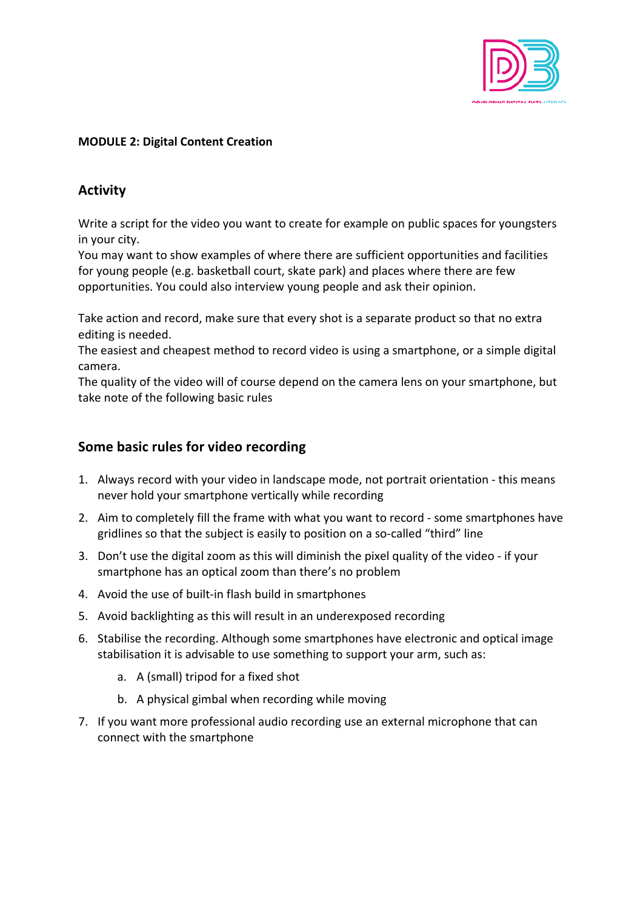**MODULE 2: Digital Content Creation**

## Activity

Write a script for the video you want to create for example on public spaces for youngsters in your city.
You may want to show examples of where there are sufficient opportunities and facilities for young people (e.g. basketball court, skate park) and places where there are few opportunities. You could also interview young people and ask their opinion.

Take action and record, make sure that every shot is a separate product so that no extra editing is needed.
The easiest and cheapest method to record video is using a smartphone, or a simple digital camera.
The quality of the video will of course depend on the camera lens on your smartphone, but take note of the following basic rules

## Some basic rules for video recording

1. Always record with your video in landscape mode, not portrait orientation - this means never hold your smartphone vertically while recording
2. Aim to completely fill the frame with what you want to record - some smartphones have gridlines so that the subject is easily to position on a so-called "third" line
3. Don't use the digital zoom as this will diminish the pixel quality of the video - if your smartphone has an optical zoom than there's no problem
4. Avoid the use of built-in flash build in smartphones
5. Avoid backlighting as this will result in an underexposed recording
6. Stabilise the recording. Although some smartphones have electronic and optical image stabilisation it is advisable to use something to support your arm, such as:
   a. A (small) tripod for a fixed shot
   b. A physical gimbal when recording while moving
7. If you want more professional audio recording use an external microphone that can connect with the smartphone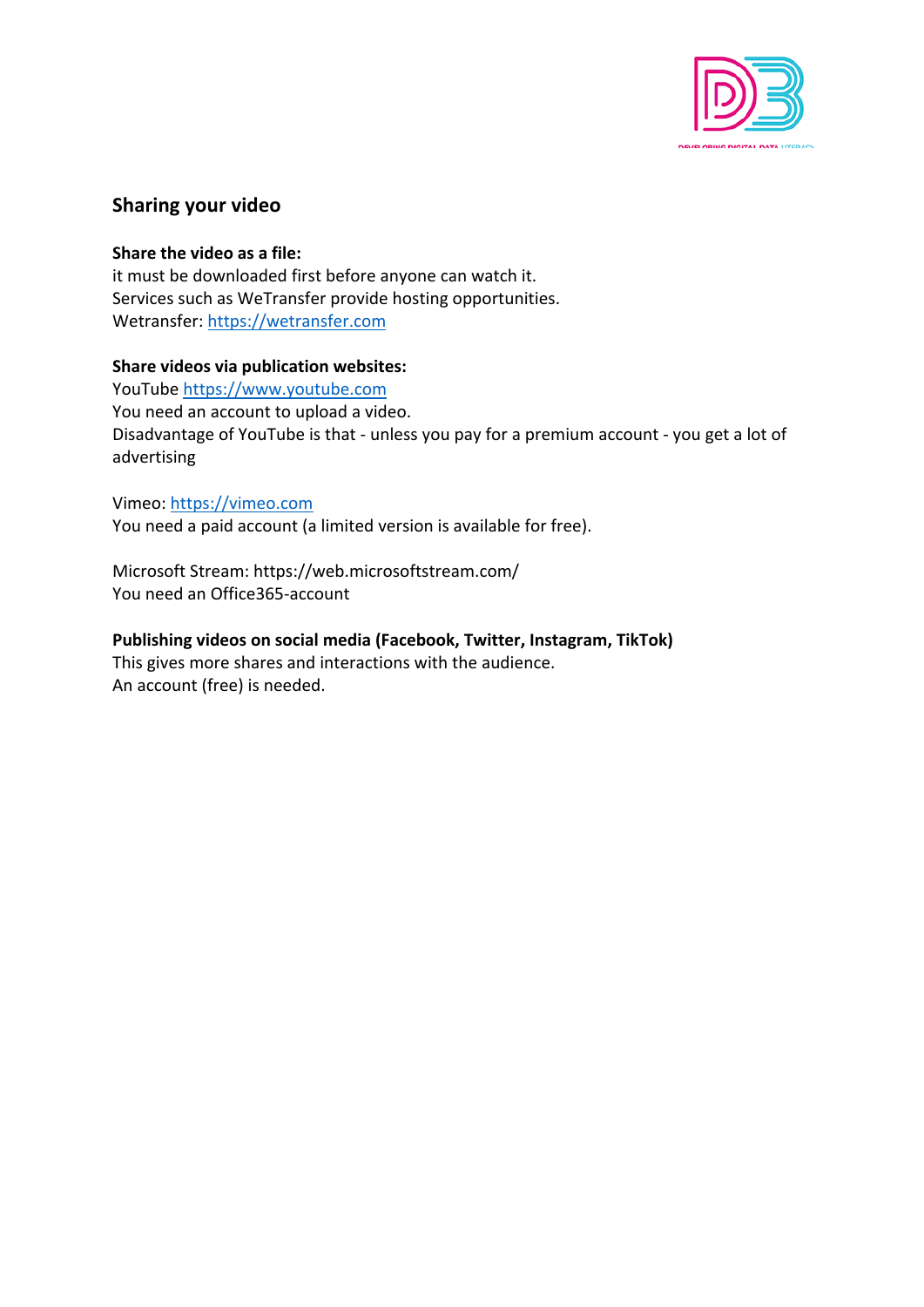## Sharing your video

**Share the video as a file:**
it must be downloaded first before anyone can watch it.
Services such as WeTransfer provide hosting opportunities.
Wetransfer: https://wetransfer.com

**Share videos via publication websites:**
YouTube https://www.youtube.com
You need an account to upload a video.
Disadvantage of YouTube is that - unless you pay for a premium account - you get a lot of advertising

Vimeo: https://vimeo.com
You need a paid account (a limited version is available for free).

Microsoft Stream: https://web.microsoftstream.com/
You need an Office365-account

**Publishing videos on social media (Facebook, Twitter, Instagram, TikTok)**
This gives more shares and interactions with the audience.
An account (free) is needed.